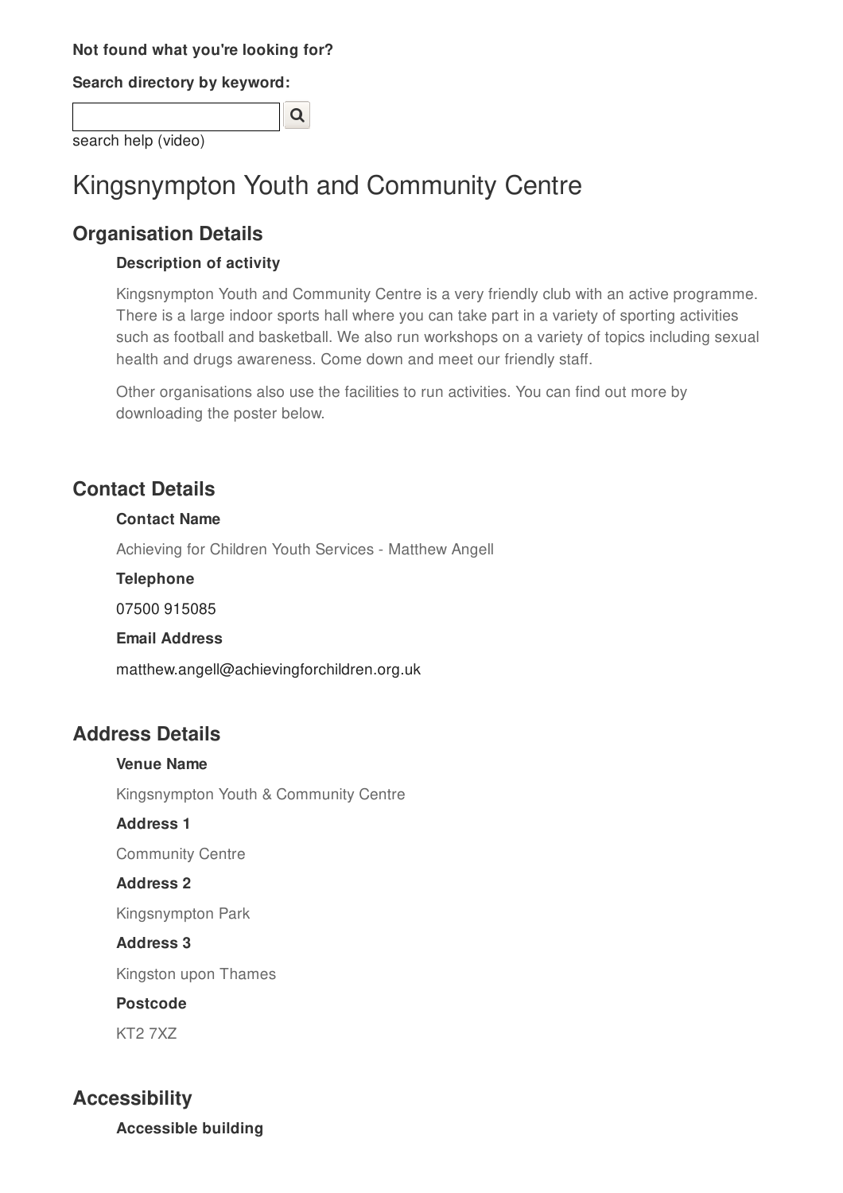**Not found what you're looking for?**

**Search directory by keyword:**

search help (video)

# Kingsnympton Youth and Community Centre

## Organisation Details

### Description of activity

Kingsnympton Youth and Community Centre is a very friendly club with an active programme. There is a large indoor sports hall where you can take part in a variety of sporting activities such as football and basketball. We also run workshops on a variety of topics including sexual health and drugs awareness. Come down and meet our friendly staff.

Other organisations also use the facilities to run activities. You can find out more by downloading the poster below.

## Contact Details

### Contact Name

Achieving for Children Youth Services - Matthew Angell

### Telephone

07500 915085

### Email Address

matthew.angell@achievingforchildren.org.uk

## Address Details

### Venue Name

Kingsnympton Youth & Community Centre

### Address 1

Community Centre

### Address 2

Kingsnympton Park

### Address 3

Kingston upon Thames

### Postcode

KT2 7XZ

## Accessibility

### Accessible building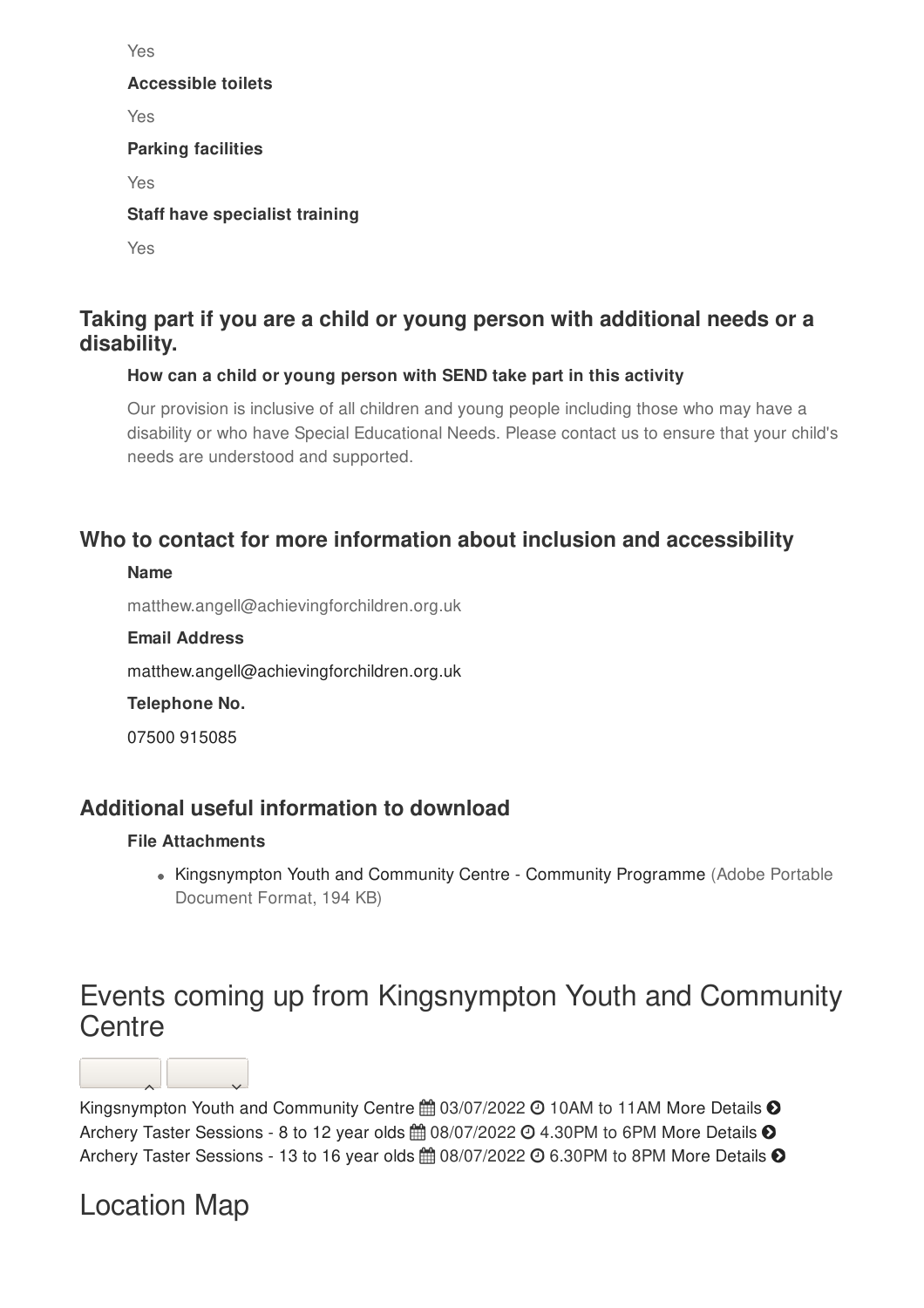Yes

**Accessible toilets**

Yes

**Parking facilities**

Yes

**Staff have specialist training**

Yes

### Taking part if you are a child or young person with additional needs or a disability.

**How can a child or young person with SEND take part in this activity**

Our provision is inclusive of all children and young people including those who may have a disability or who have Special Educational Needs. Please contact us to ensure that your child's needs are understood and supported.

### Who to contact for more information about inclusion and accessibility

**Name**

matthew.angell@achievingforchildren.org.uk

**Email Address**

matthew.angell@achievingforchildren.org.uk

**Telephone No.**

07500 915085

### Additional useful information to download

**File Attachments**

- Kingsnympton Youth and Community Centre - Community Programme (Adobe Portable Document Format, 194 KB)

## Events coming up from Kingsnympton Youth and Community Centre

Kingsnympton Youth and Community Centre 03/07/2022 10AM to 11AM More Details
Archery Taster Sessions - 8 to 12 year olds 08/07/2022 4.30PM to 6PM More Details
Archery Taster Sessions - 13 to 16 year olds 08/07/2022 6.30PM to 8PM More Details

## Location Map